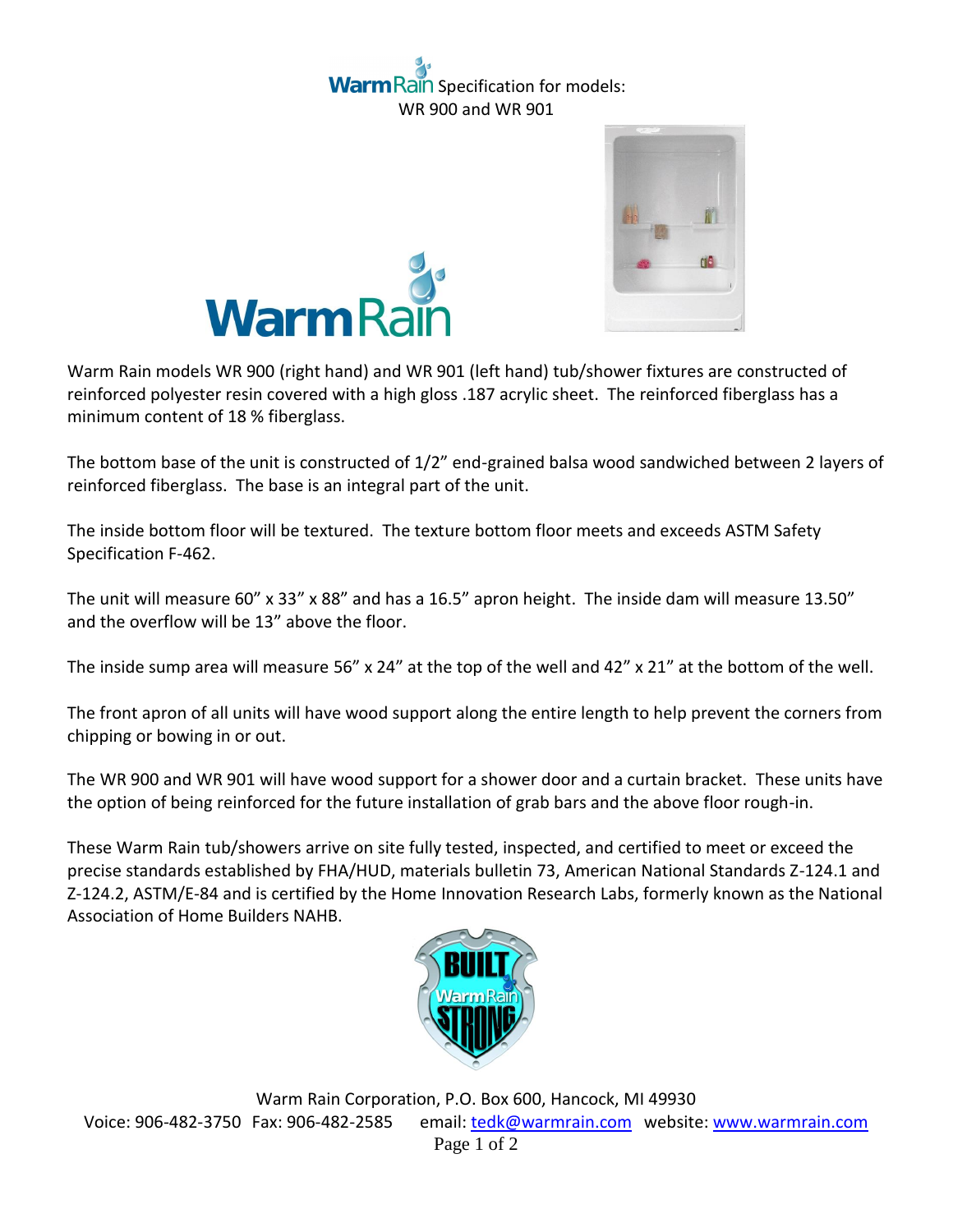# WarmRain Specification for models: WR 900 and WR 901

Warm Rain models WR 900 (right hand) and WR 901 (left hand) tub/shower fixtures are constructed of reinforced polyester resin covered with a high gloss .187 acrylic sheet. The reinforced fiberglass has a minimum content of 18 % fiberglass.

The bottom base of the unit is constructed of 1/2" end-grained balsa wood sandwiched between 2 layers of reinforced fiberglass. The base is an integral part of the unit.

The inside bottom floor will be textured. The texture bottom floor meets and exceeds ASTM Safety Specification F-462.

The unit will measure 60" x 33" x 88" and has a 16.5" apron height. The inside dam will measure 13.50" and the overflow will be 13" above the floor.

The inside sump area will measure 56" x 24" at the top of the well and 42" x 21" at the bottom of the well.

The front apron of all units will have wood support along the entire length to help prevent the corners from chipping or bowing in or out.

The WR 900 and WR 901 will have wood support for a shower door and a curtain bracket. These units have the option of being reinforced for the future installation of grab bars and the above floor rough-in.

These Warm Rain tub/showers arrive on site fully tested, inspected, and certified to meet or exceed the precise standards established by FHA/HUD, materials bulletin 73, American National Standards Z-124.1 and Z-124.2, ASTM/E-84 and is certified by the Home Innovation Research Labs, formerly known as the National Association of Home Builders NAHB.

Warm Rain Corporation, P.O. Box 600, Hancock, MI 49930
Voice: 906-482-3750 Fax: 906-482-2585 email: tedk@warmrain.com website: www.warmrain.com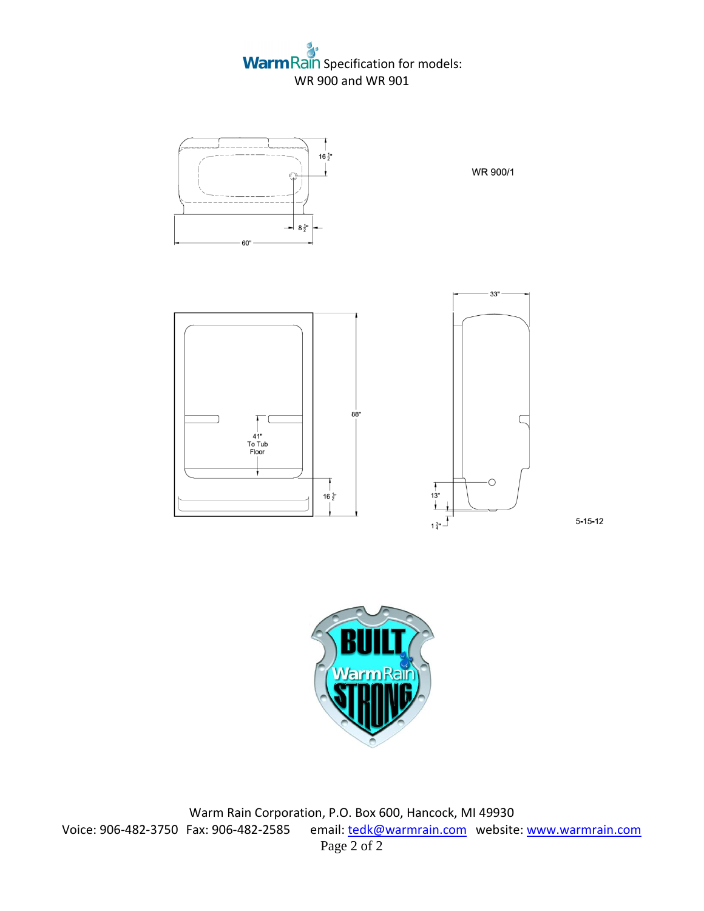# WarmRain Specification for models: WR 900 and WR 901

16 ½"

WR 900/1

8 ½"

60"

33"

88"

41"
To Tub
Floor

16 ½"

13"

1 ¾"

5-15-12

BUILT WarmRain STRONG

Warm Rain Corporation, P.O. Box 600, Hancock, MI 49930
Voice: 906-482-3750 Fax: 906-482-2585 email: tedk@warmrain.com website: www.warmrain.com